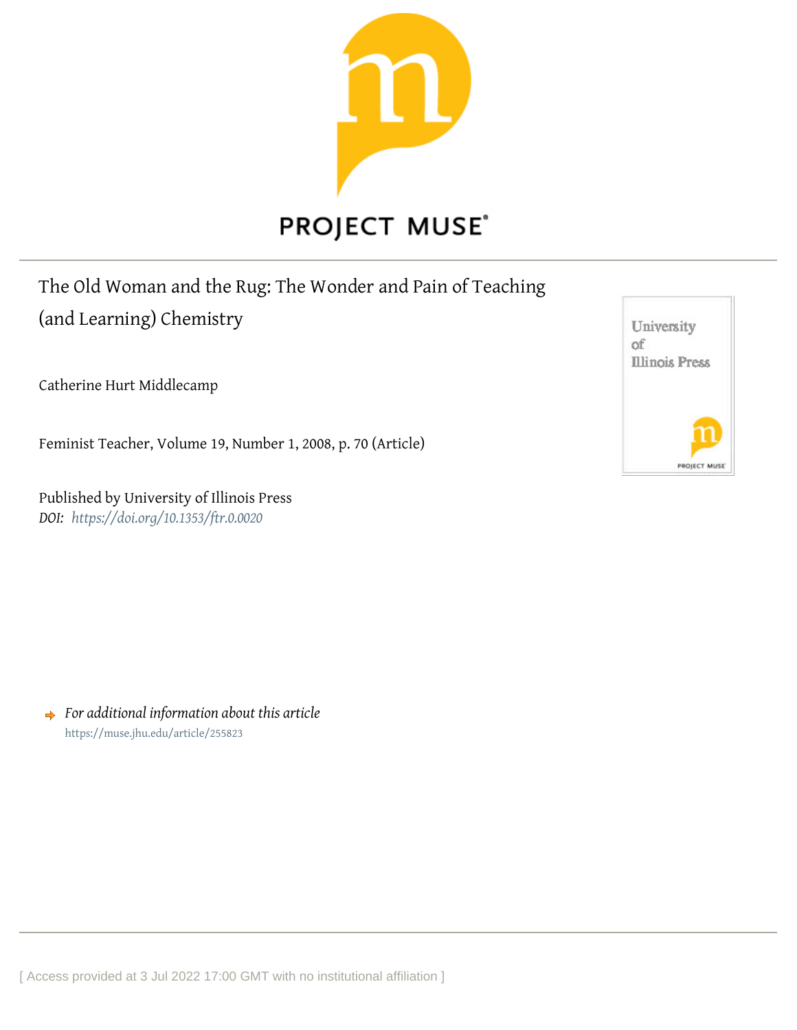# The Old Woman and the Rug: The Wonder and Pain of Teaching (and Learning) Chemistry

Catherine Hurt Middlecamp

Feminist Teacher, Volume 19, Number 1, 2008, p. 70 (Article)

Published by University of Illinois Press

*DOI:* *https://doi.org/10.1353/ftr.0.0020*

*For additional information about this article*

https://muse.jhu.edu/article/255823

[ Access provided at 3 Jul 2022 17:00 GMT with no institutional affiliation ]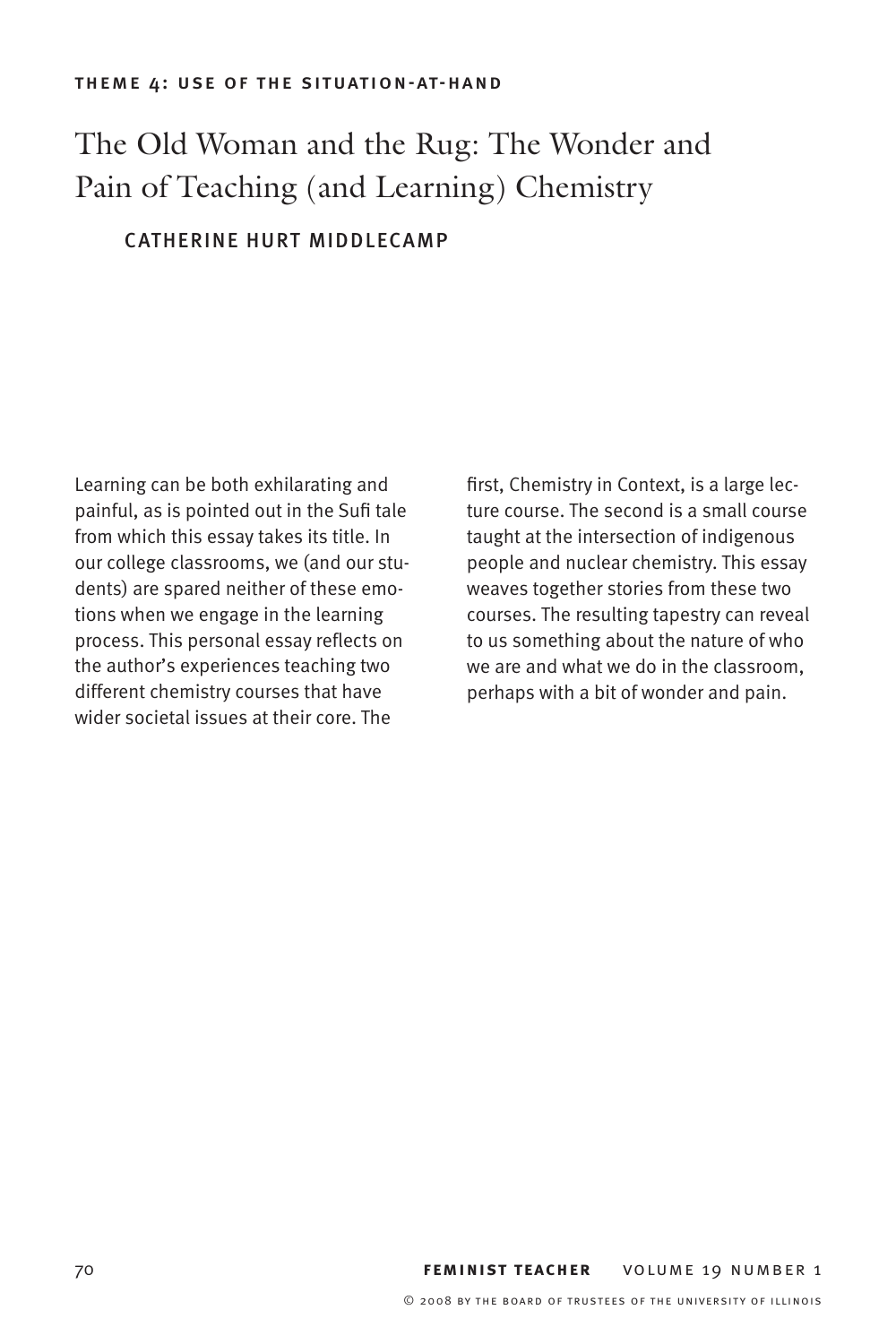**THEME 4: USE OF THE SITUATION-AT-HAND**

# The Old Woman and the Rug: The Wonder and Pain of Teaching (and Learning) Chemistry

CATHERINE HURT MIDDLECAMP

Learning can be both exhilarating and painful, as is pointed out in the Sufi tale from which this essay takes its title. In our college classrooms, we (and our students) are spared neither of these emotions when we engage in the learning process. This personal essay reflects on the author's experiences teaching two different chemistry courses that have wider societal issues at their core. The first, Chemistry in Context, is a large lecture course. The second is a small course taught at the intersection of indigenous people and nuclear chemistry. This essay weaves together stories from these two courses. The resulting tapestry can reveal to us something about the nature of who we are and what we do in the classroom, perhaps with a bit of wonder and pain.

© 2008 by the board of trustees of the university of illinois